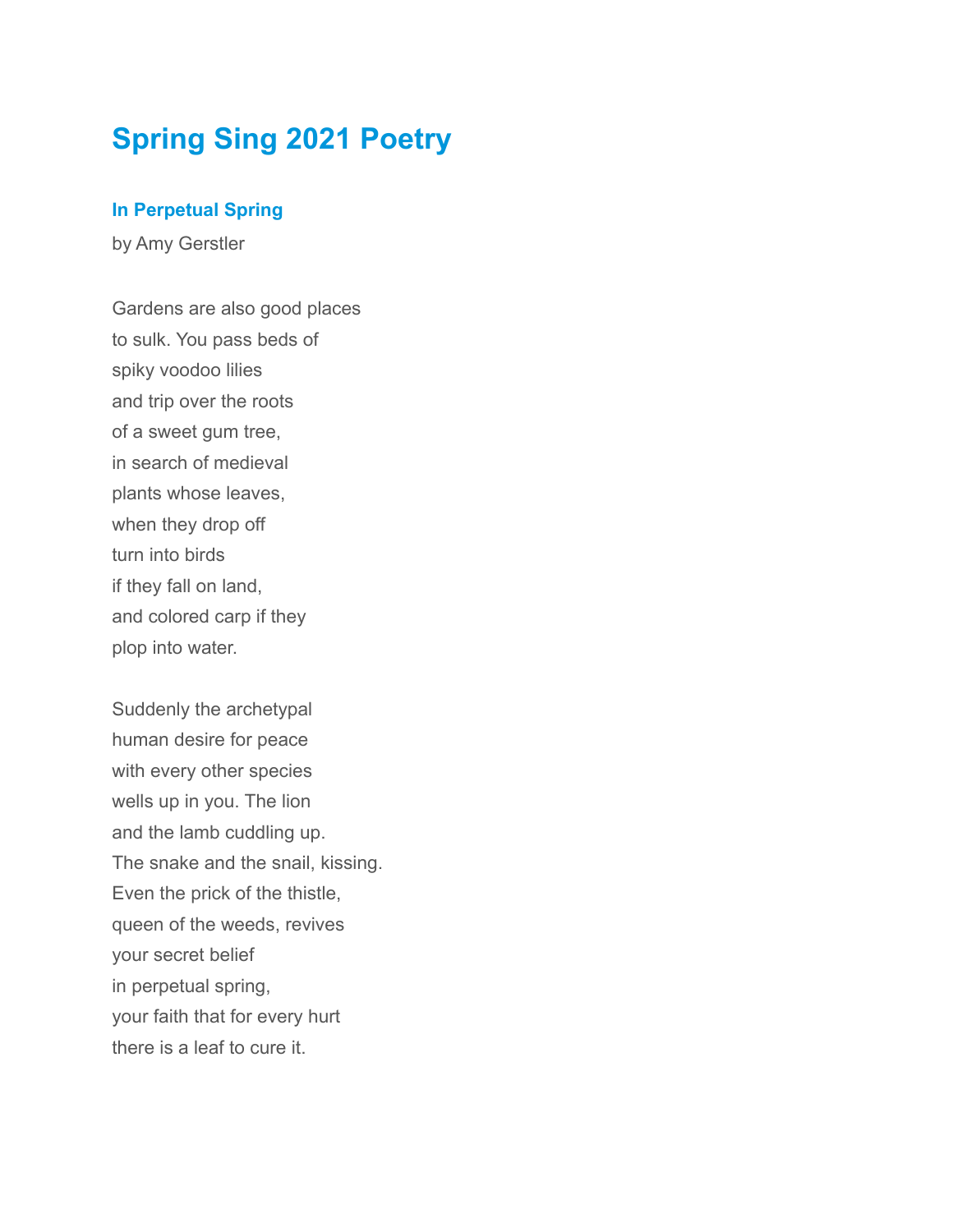# Spring Sing 2021 Poetry

### In Perpetual Spring

by Amy Gerstler

Gardens are also good places
to sulk. You pass beds of
spiky voodoo lilies
and trip over the roots
of a sweet gum tree,
in search of medieval
plants whose leaves,
when they drop off
turn into birds
if they fall on land,
and colored carp if they
plop into water.

Suddenly the archetypal
human desire for peace
with every other species
wells up in you. The lion
and the lamb cuddling up.
The snake and the snail, kissing.
Even the prick of the thistle,
queen of the weeds, revives
your secret belief
in perpetual spring,
your faith that for every hurt
there is a leaf to cure it.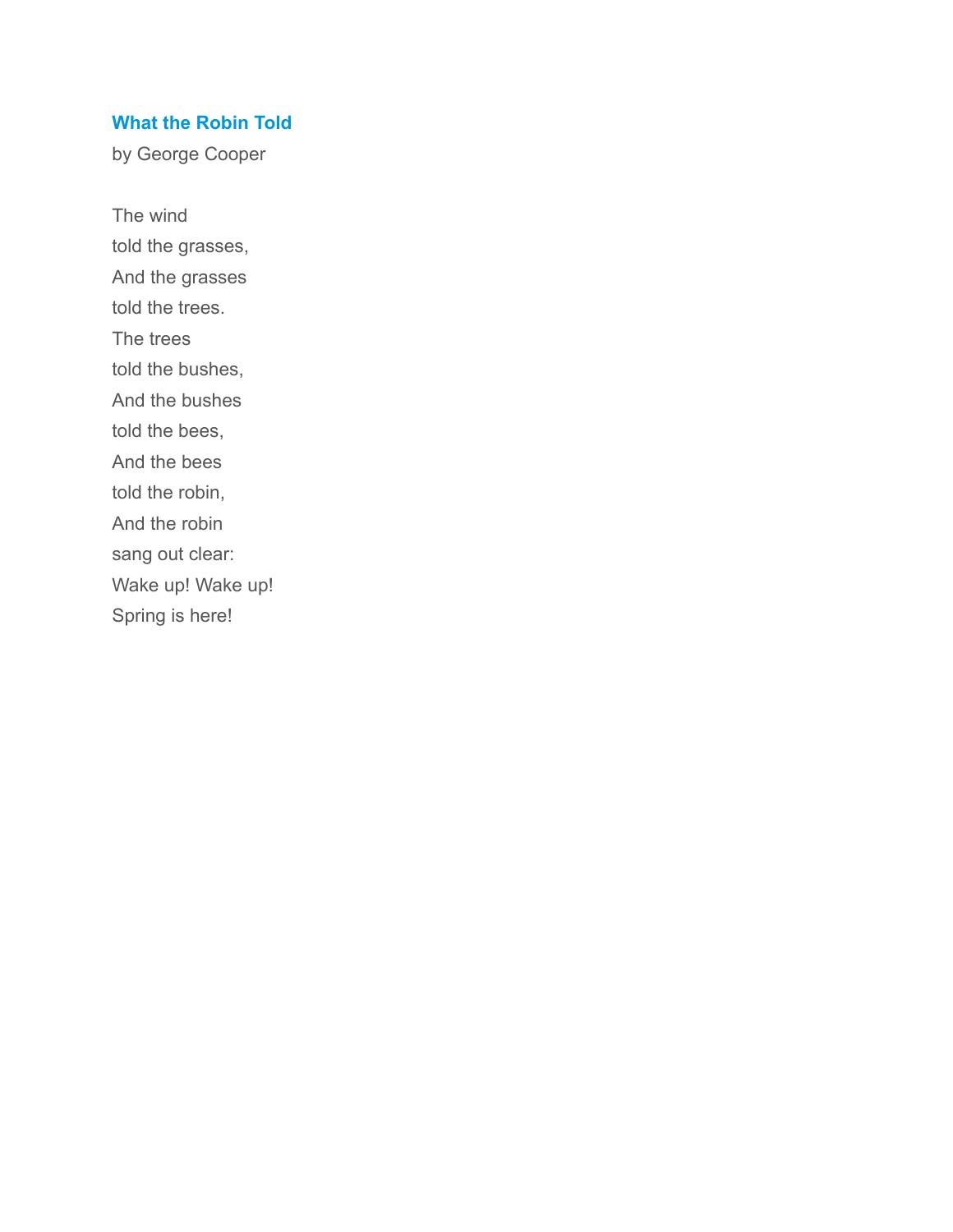## What the Robin Told

by George Cooper

The wind  
told the grasses,  
And the grasses  
told the trees.  
The trees  
told the bushes,  
And the bushes  
told the bees,  
And the bees  
told the robin,  
And the robin  
sang out clear:  
Wake up! Wake up!  
Spring is here!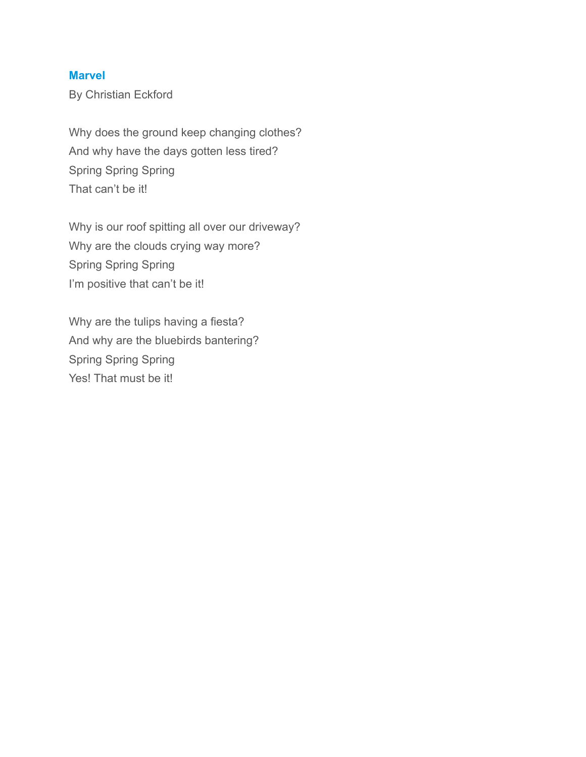## Marvel

By Christian Eckford

Why does the ground keep changing clothes?  
And why have the days gotten less tired?  
Spring Spring Spring  
That can't be it!

Why is our roof spitting all over our driveway?  
Why are the clouds crying way more?  
Spring Spring Spring  
I'm positive that can't be it!

Why are the tulips having a fiesta?  
And why are the bluebirds bantering?  
Spring Spring Spring  
Yes! That must be it!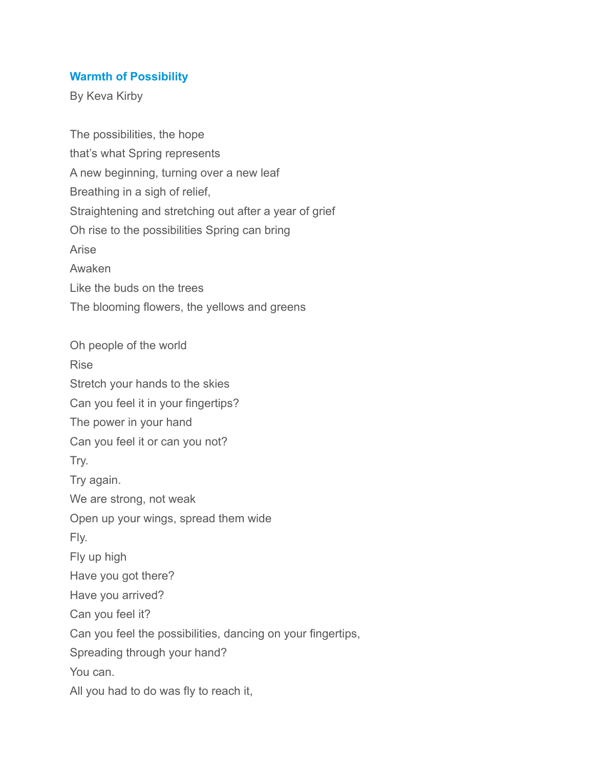### Warmth of Possibility

By Keva Kirby

The possibilities, the hope  
that's what Spring represents  
A new beginning, turning over a new leaf  
Breathing in a sigh of relief,  
Straightening and stretching out after a year of grief  
Oh rise to the possibilities Spring can bring  
Arise  
Awaken  
Like the buds on the trees  
The blooming flowers, the yellows and greens

Oh people of the world  
Rise  
Stretch your hands to the skies  
Can you feel it in your fingertips?  
The power in your hand  
Can you feel it or can you not?  
Try.  
Try again.  
We are strong, not weak  
Open up your wings, spread them wide  
Fly.  
Fly up high  
Have you got there?  
Have you arrived?  
Can you feel it?  
Can you feel the possibilities, dancing on your fingertips,  
Spreading through your hand?  
You can.  
All you had to do was fly to reach it,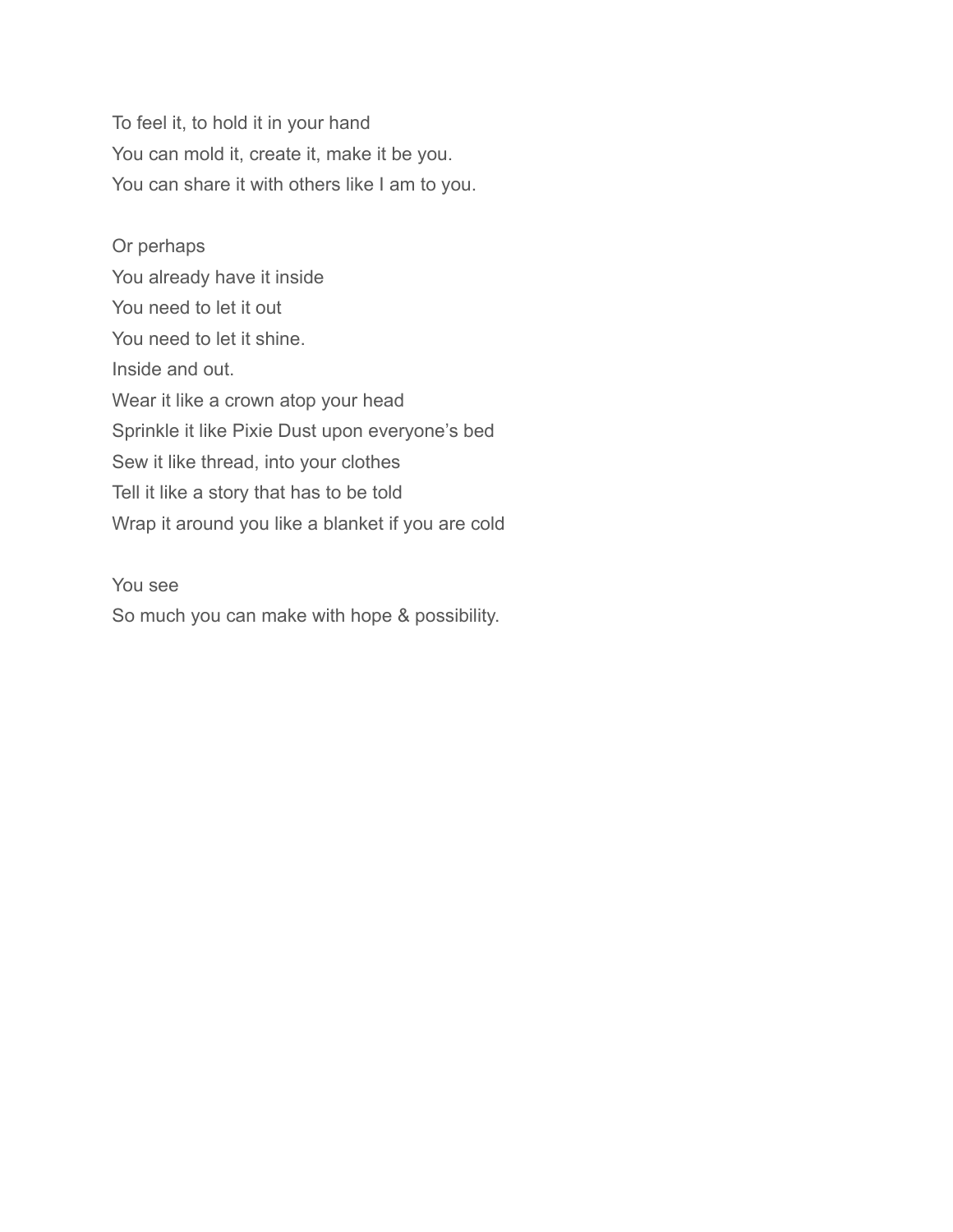To feel it, to hold it in your hand
You can mold it, create it, make it be you.
You can share it with others like I am to you.

Or perhaps
You already have it inside
You need to let it out
You need to let it shine.
Inside and out.
Wear it like a crown atop your head
Sprinkle it like Pixie Dust upon everyone's bed
Sew it like thread, into your clothes
Tell it like a story that has to be told
Wrap it around you like a blanket if you are cold

You see
So much you can make with hope & possibility.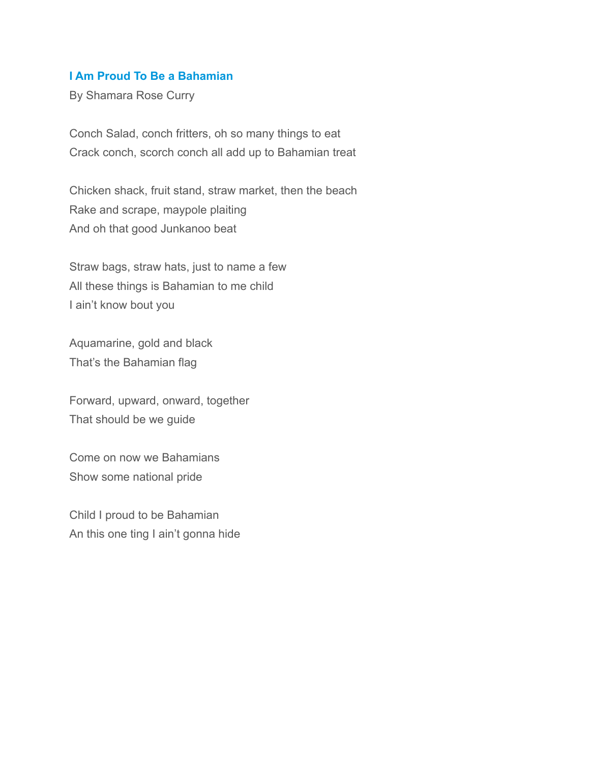### I Am Proud To Be a Bahamian

By Shamara Rose Curry

Conch Salad, conch fritters, oh so many things to eat  
Crack conch, scorch conch all add up to Bahamian treat

Chicken shack, fruit stand, straw market, then the beach  
Rake and scrape, maypole plaiting  
And oh that good Junkanoo beat

Straw bags, straw hats, just to name a few  
All these things is Bahamian to me child  
I ain't know bout you

Aquamarine, gold and black  
That's the Bahamian flag

Forward, upward, onward, together  
That should be we guide

Come on now we Bahamians  
Show some national pride

Child I proud to be Bahamian  
An this one ting I ain't gonna hide